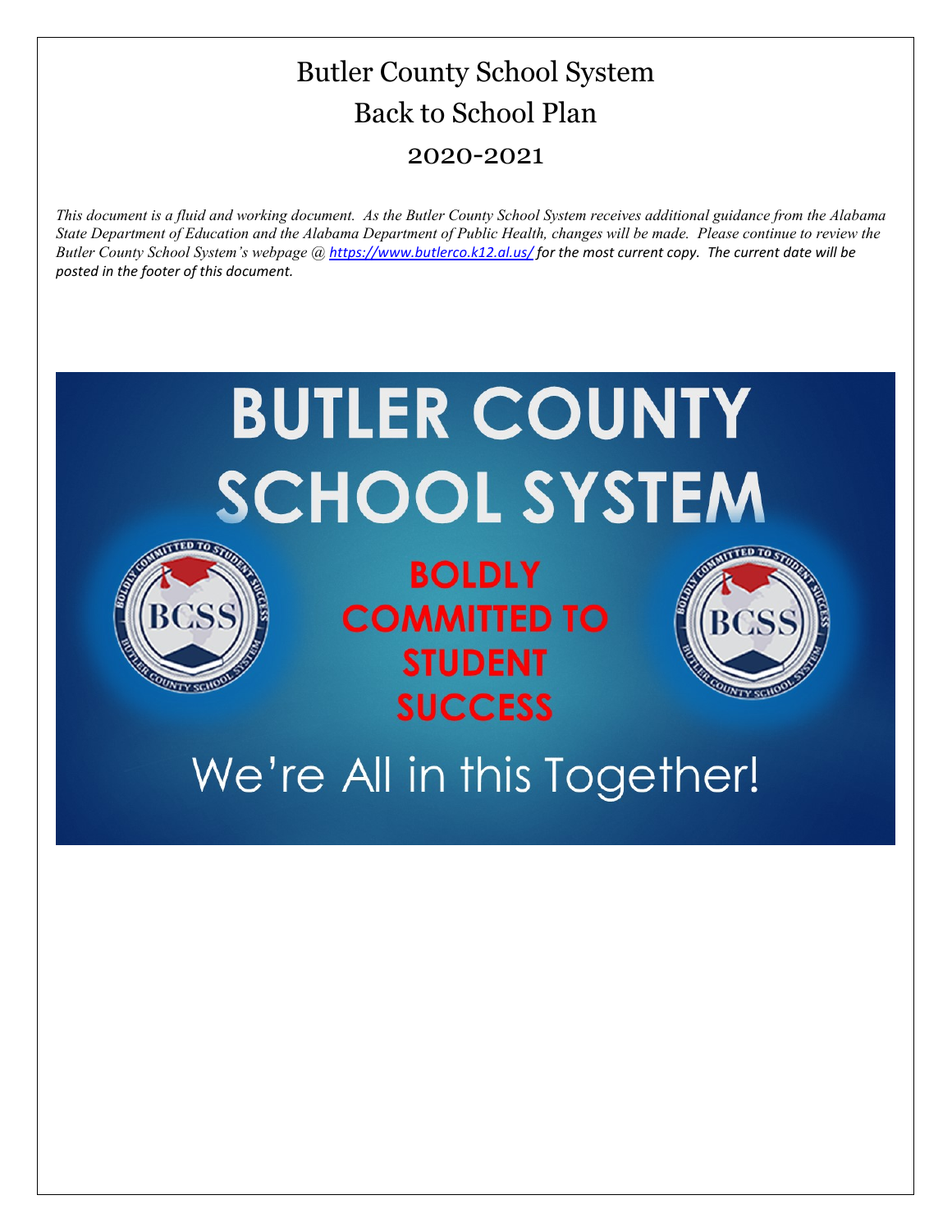# Butler County School System
## Back to School Plan
## 2020-2021

*This document is a fluid and working document. As the Butler County School System receives additional guidance from the Alabama State Department of Education and the Alabama Department of Public Health, changes will be made. Please continue to review the Butler County School System's webpage @ [https://www.butlerco.k12.al.us/](https://www.butlerco.k12.al.us/) for the most current copy. The current date will be posted in the footer of this document.*

BUTLER COUNTY SCHOOL SYSTEM

BOLDLY COMMITTED TO STUDENT SUCCESS

We're All in this Together!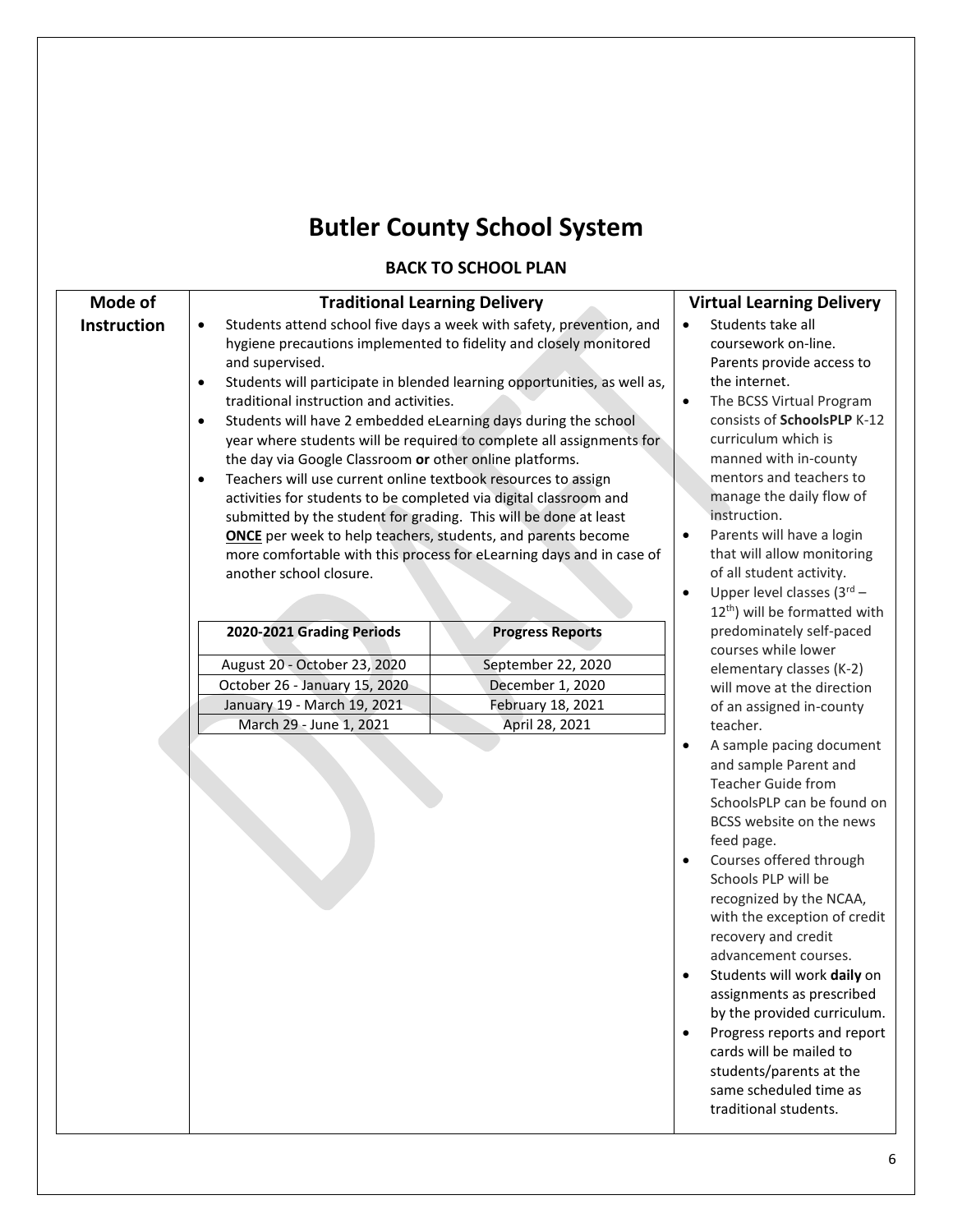# Butler County School System

## BACK TO SCHOOL PLAN

| Mode of Instruction | Traditional Learning Delivery | Virtual Learning Delivery |
|---|---|---|
| | • Students attend school five days a week with safety, prevention, and hygiene precautions implemented to fidelity and closely monitored and supervised.<br>• Students will participate in blended learning opportunities, as well as, traditional instruction and activities.<br>• Students will have 2 embedded eLearning days during the school year where students will be required to complete all assignments for the day via Google Classroom **or** other online platforms.<br>• Teachers will use current online textbook resources to assign activities for students to be completed via digital classroom and submitted by the student for grading. This will be done at least **ONCE** per week to help teachers, students, and parents become more comfortable with this process for eLearning days and in case of another school closure. | • Students take all coursework on-line. Parents provide access to the internet.<br>• The BCSS Virtual Program consists of **SchoolsPLP** K-12 curriculum which is manned with in-county mentors and teachers to manage the daily flow of instruction.<br>• Parents will have a login that will allow monitoring of all student activity.<br>• Upper level classes (3rd – 12th) will be formatted with predominately self-paced courses while lower elementary classes (K-2) will move at the direction of an assigned in-county teacher.<br>• A sample pacing document and sample Parent and Teacher Guide from SchoolsPLP can be found on BCSS website on the news feed page.<br>• Courses offered through Schools PLP will be recognized by the NCAA, with the exception of credit recovery and credit advancement courses.<br>• Students will work **daily** on assignments as prescribed by the provided curriculum.<br>• Progress reports and report cards will be mailed to students/parents at the same scheduled time as traditional students. |

| 2020-2021 Grading Periods | Progress Reports |
|---|---|
| August 20 - October 23, 2020 | September 22, 2020 |
| October 26 - January 15, 2020 | December 1, 2020 |
| January 19 - March 19, 2021 | February 18, 2021 |
| March 29 - June 1, 2021 | April 28, 2021 |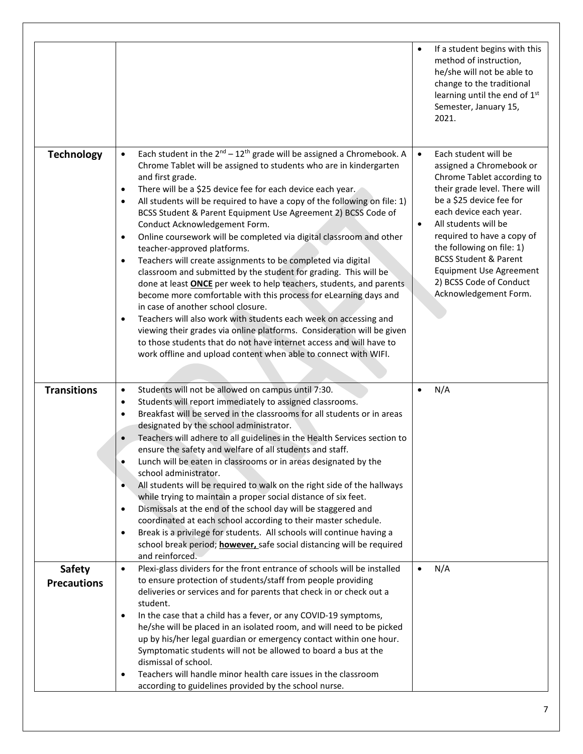| | | |
|---|---|---|
| | | • If a student begins with this method of instruction, he/she will not be able to change to the traditional learning until the end of 1st Semester, January 15, 2021. |
| **Technology** | • Each student in the 2nd – 12th grade will be assigned a Chromebook. A Chrome Tablet will be assigned to students who are in kindergarten and first grade.<br>• There will be a $25 device fee for each device each year.<br>• All students will be required to have a copy of the following on file: 1) BCSS Student & Parent Equipment Use Agreement 2) BCSS Code of Conduct Acknowledgement Form.<br>• Online coursework will be completed via digital classroom and other teacher-approved platforms.<br>• Teachers will create assignments to be completed via digital classroom and submitted by the student for grading. This will be done at least <u>**ONCE**</u> per week to help teachers, students, and parents become more comfortable with this process for eLearning days and in case of another school closure.<br>• Teachers will also work with students each week on accessing and viewing their grades via online platforms. Consideration will be given to those students that do not have internet access and will have to work offline and upload content when able to connect with WIFI. | • Each student will be assigned a Chromebook or Chrome Tablet according to their grade level. There will be a $25 device fee for each device each year.<br>• All students will be required to have a copy of the following on file: 1) BCSS Student & Parent Equipment Use Agreement 2) BCSS Code of Conduct Acknowledgement Form. |
| **Transitions** | • Students will not be allowed on campus until 7:30.<br>• Students will report immediately to assigned classrooms.<br>• Breakfast will be served in the classrooms for all students or in areas designated by the school administrator.<br>• Teachers will adhere to all guidelines in the Health Services section to ensure the safety and welfare of all students and staff.<br>• Lunch will be eaten in classrooms or in areas designated by the school administrator.<br>• All students will be required to walk on the right side of the hallways while trying to maintain a proper social distance of six feet.<br>• Dismissals at the end of the school day will be staggered and coordinated at each school according to their master schedule.<br>• Break is a privilege for students. All schools will continue having a school break period; <u>**however,**</u> safe social distancing will be required and reinforced. | • N/A |
| **Safety Precautions** | • Plexi-glass dividers for the front entrance of schools will be installed to ensure protection of students/staff from people providing deliveries or services and for parents that check in or check out a student.<br>• In the case that a child has a fever, or any COVID-19 symptoms, he/she will be placed in an isolated room, and will need to be picked up by his/her legal guardian or emergency contact within one hour. Symptomatic students will not be allowed to board a bus at the dismissal of school.<br>• Teachers will handle minor health care issues in the classroom according to guidelines provided by the school nurse. | • N/A |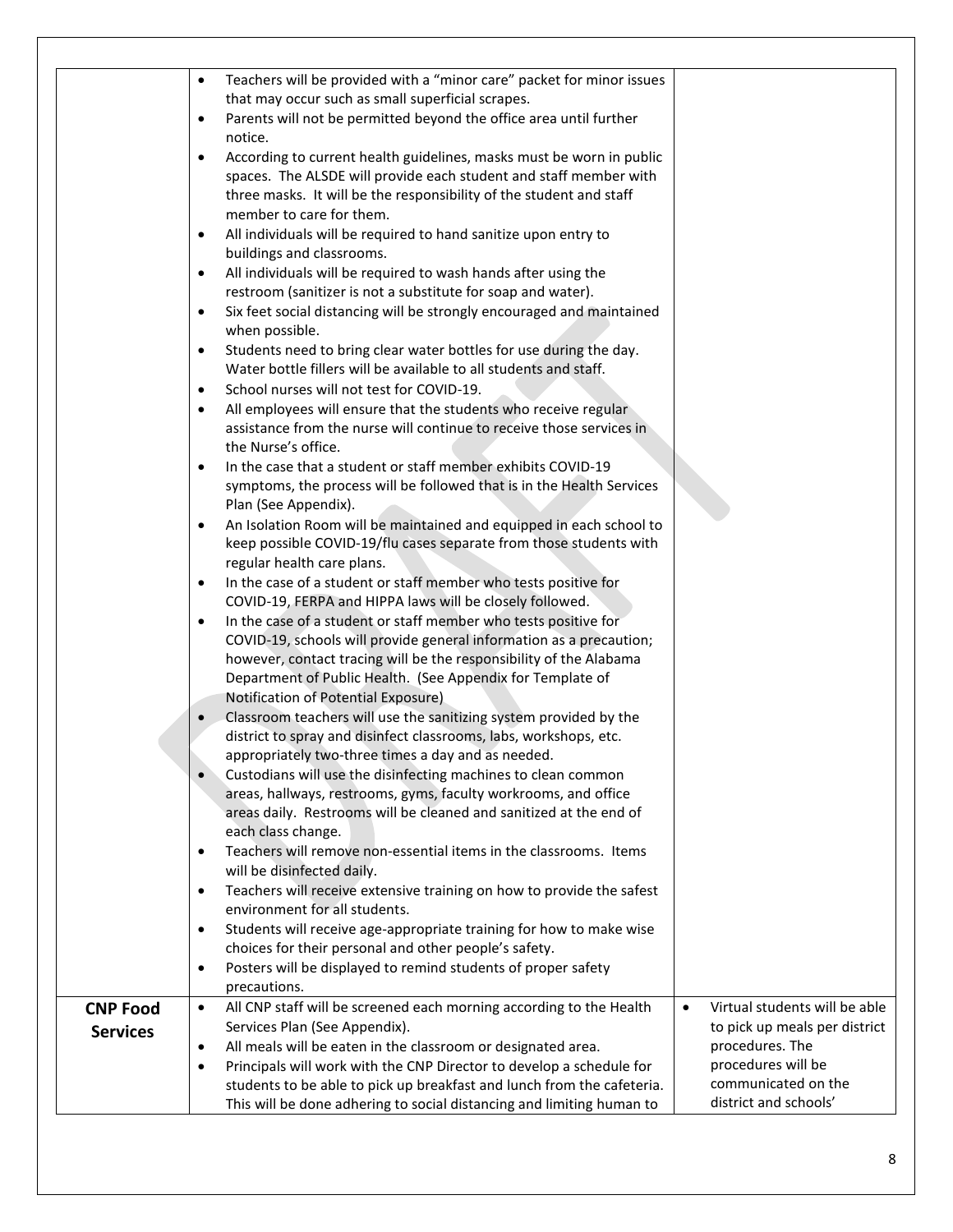| | | |
|---|---|---|
| | • Teachers will be provided with a "minor care" packet for minor issues that may occur such as small superficial scrapes.<br>• Parents will not be permitted beyond the office area until further notice.<br>• According to current health guidelines, masks must be worn in public spaces. The ALSDE will provide each student and staff member with three masks. It will be the responsibility of the student and staff member to care for them.<br>• All individuals will be required to hand sanitize upon entry to buildings and classrooms.<br>• All individuals will be required to wash hands after using the restroom (sanitizer is not a substitute for soap and water).<br>• Six feet social distancing will be strongly encouraged and maintained when possible.<br>• Students need to bring clear water bottles for use during the day. Water bottle fillers will be available to all students and staff.<br>• School nurses will not test for COVID-19.<br>• All employees will ensure that the students who receive regular assistance from the nurse will continue to receive those services in the Nurse's office.<br>• In the case that a student or staff member exhibits COVID-19 symptoms, the process will be followed that is in the Health Services Plan (See Appendix).<br>• An Isolation Room will be maintained and equipped in each school to keep possible COVID-19/flu cases separate from those students with regular health care plans.<br>• In the case of a student or staff member who tests positive for COVID-19, FERPA and HIPPA laws will be closely followed.<br>• In the case of a student or staff member who tests positive for COVID-19, schools will provide general information as a precaution; however, contact tracing will be the responsibility of the Alabama Department of Public Health. (See Appendix for Template of Notification of Potential Exposure)<br>• Classroom teachers will use the sanitizing system provided by the district to spray and disinfect classrooms, labs, workshops, etc. appropriately two-three times a day and as needed.<br>• Custodians will use the disinfecting machines to clean common areas, hallways, restrooms, gyms, faculty workrooms, and office areas daily. Restrooms will be cleaned and sanitized at the end of each class change.<br>• Teachers will remove non-essential items in the classrooms. Items will be disinfected daily.<br>• Teachers will receive extensive training on how to provide the safest environment for all students.<br>• Students will receive age-appropriate training for how to make wise choices for their personal and other people's safety.<br>• Posters will be displayed to remind students of proper safety precautions. | |
| **CNP Food Services** | • All CNP staff will be screened each morning according to the Health Services Plan (See Appendix).<br>• All meals will be eaten in the classroom or designated area.<br>• Principals will work with the CNP Director to develop a schedule for students to be able to pick up breakfast and lunch from the cafeteria. This will be done adhering to social distancing and limiting human to | • Virtual students will be able to pick up meals per district procedures. The procedures will be communicated on the district and schools' |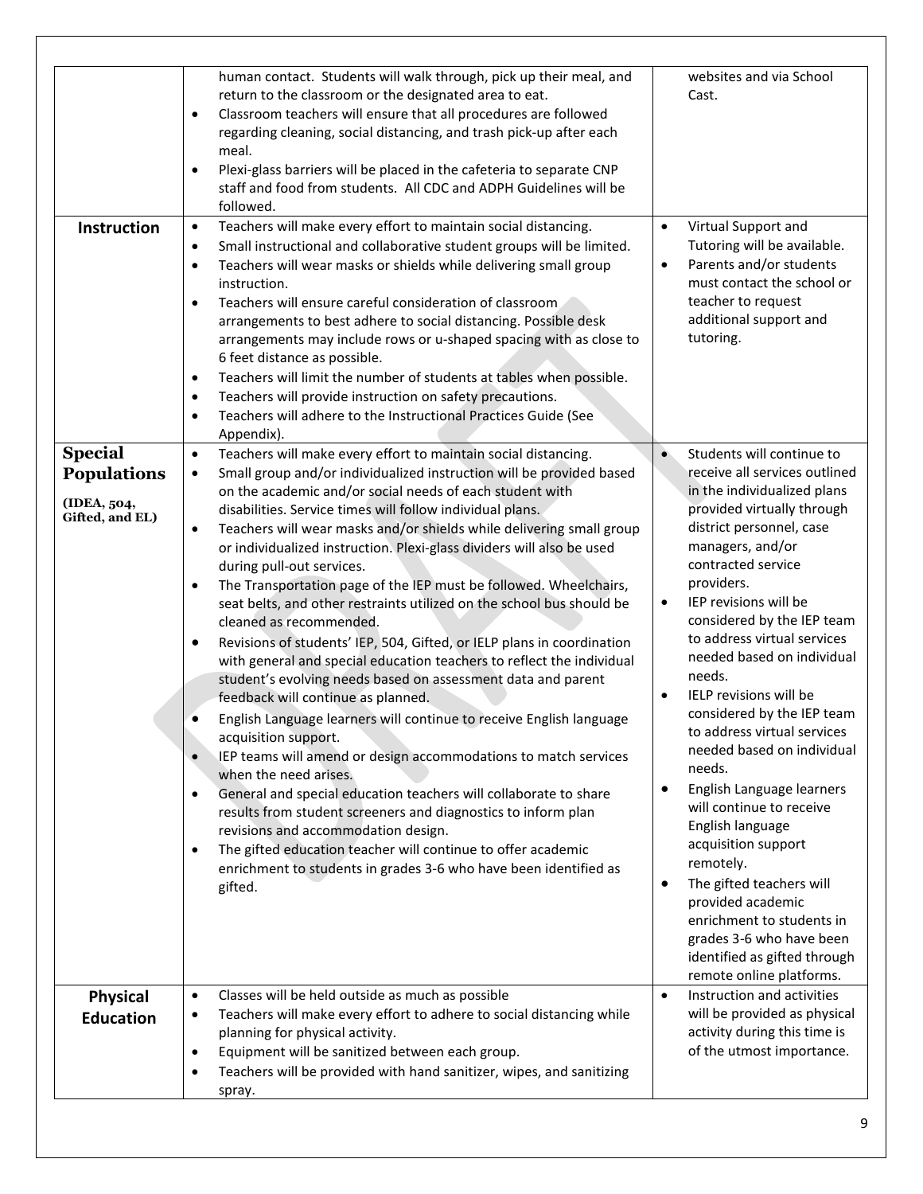| | | |
|---|---|---|
| | human contact. Students will walk through, pick up their meal, and return to the classroom or the designated area to eat.<br>• Classroom teachers will ensure that all procedures are followed regarding cleaning, social distancing, and trash pick-up after each meal.<br>• Plexi-glass barriers will be placed in the cafeteria to separate CNP staff and food from students. All CDC and ADPH Guidelines will be followed. | websites and via School Cast. |
| **Instruction** | • Teachers will make every effort to maintain social distancing.<br>• Small instructional and collaborative student groups will be limited.<br>• Teachers will wear masks or shields while delivering small group instruction.<br>• Teachers will ensure careful consideration of classroom arrangements to best adhere to social distancing. Possible desk arrangements may include rows or u-shaped spacing with as close to 6 feet distance as possible.<br>• Teachers will limit the number of students at tables when possible.<br>• Teachers will provide instruction on safety precautions.<br>• Teachers will adhere to the Instructional Practices Guide (See Appendix). | • Virtual Support and Tutoring will be available.<br>• Parents and/or students must contact the school or teacher to request additional support and tutoring. |
| **Special Populations** **(IDEA, 504, Gifted, and EL)** | • Teachers will make every effort to maintain social distancing.<br>• Small group and/or individualized instruction will be provided based on the academic and/or social needs of each student with disabilities. Service times will follow individual plans.<br>• Teachers will wear masks and/or shields while delivering small group or individualized instruction. Plexi-glass dividers will also be used during pull-out services.<br>• The Transportation page of the IEP must be followed. Wheelchairs, seat belts, and other restraints utilized on the school bus should be cleaned as recommended.<br>• Revisions of students' IEP, 504, Gifted, or IELP plans in coordination with general and special education teachers to reflect the individual student's evolving needs based on assessment data and parent feedback will continue as planned.<br>• English Language learners will continue to receive English language acquisition support.<br>• IEP teams will amend or design accommodations to match services when the need arises.<br>• General and special education teachers will collaborate to share results from student screeners and diagnostics to inform plan revisions and accommodation design.<br>• The gifted education teacher will continue to offer academic enrichment to students in grades 3-6 who have been identified as gifted. | • Students will continue to receive all services outlined in the individualized plans provided virtually through district personnel, case managers, and/or contracted service providers.<br>• IEP revisions will be considered by the IEP team to address virtual services needed based on individual needs.<br>• IELP revisions will be considered by the IEP team to address virtual services needed based on individual needs.<br>• English Language learners will continue to receive English language acquisition support remotely.<br>• The gifted teachers will provided academic enrichment to students in grades 3-6 who have been identified as gifted through remote online platforms. |
| **Physical Education** | • Classes will be held outside as much as possible<br>• Teachers will make every effort to adhere to social distancing while planning for physical activity.<br>• Equipment will be sanitized between each group.<br>• Teachers will be provided with hand sanitizer, wipes, and sanitizing spray. | • Instruction and activities will be provided as physical activity during this time is of the utmost importance. |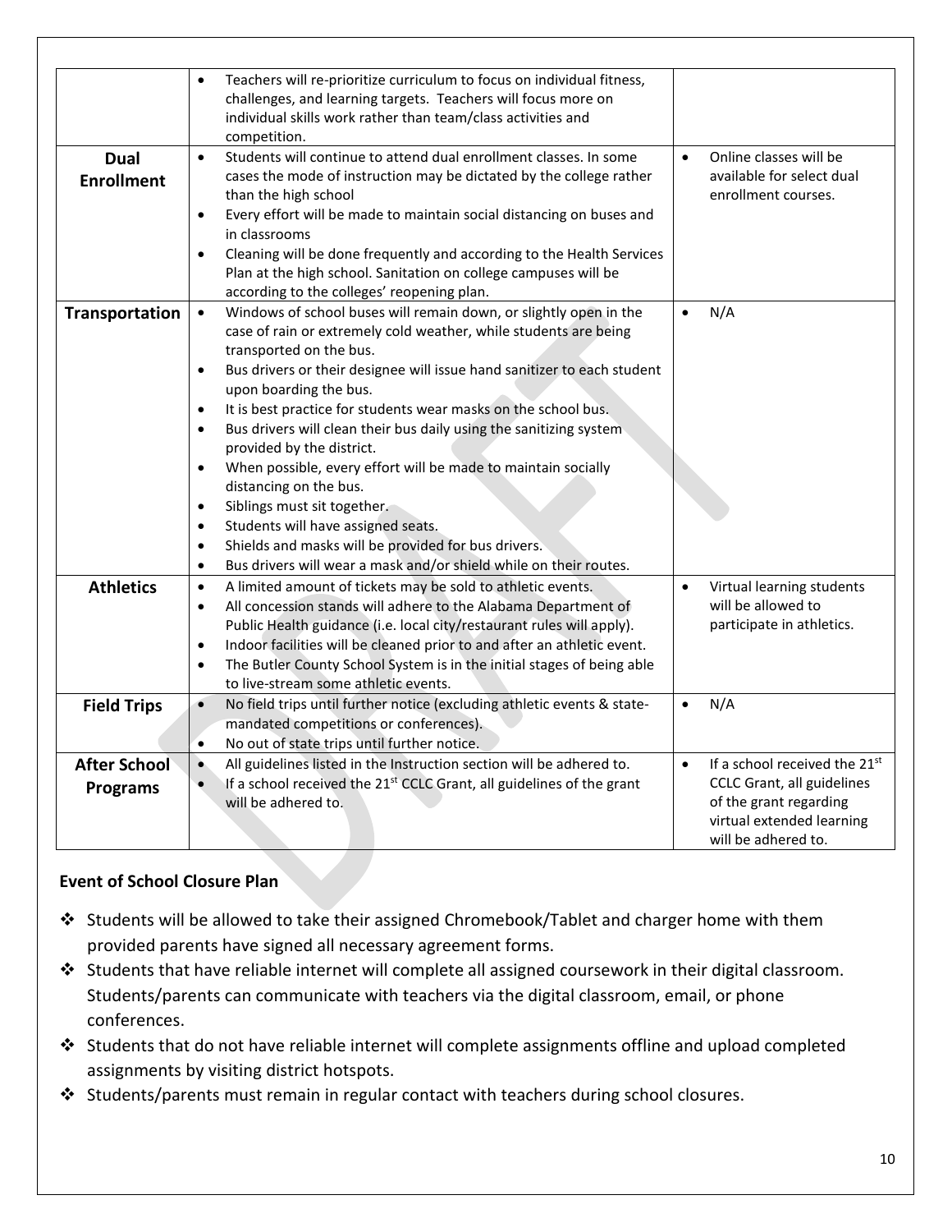| | | |
|---|---|---|
| | • Teachers will re-prioritize curriculum to focus on individual fitness, challenges, and learning targets. Teachers will focus more on individual skills work rather than team/class activities and competition. | |
| **Dual Enrollment** | • Students will continue to attend dual enrollment classes. In some cases the mode of instruction may be dictated by the college rather than the high school<br>• Every effort will be made to maintain social distancing on buses and in classrooms<br>• Cleaning will be done frequently and according to the Health Services Plan at the high school. Sanitation on college campuses will be according to the colleges' reopening plan. | • Online classes will be available for select dual enrollment courses. |
| **Transportation** | • Windows of school buses will remain down, or slightly open in the case of rain or extremely cold weather, while students are being transported on the bus.<br>• Bus drivers or their designee will issue hand sanitizer to each student upon boarding the bus.<br>• It is best practice for students wear masks on the school bus.<br>• Bus drivers will clean their bus daily using the sanitizing system provided by the district.<br>• When possible, every effort will be made to maintain socially distancing on the bus.<br>• Siblings must sit together.<br>• Students will have assigned seats.<br>• Shields and masks will be provided for bus drivers.<br>• Bus drivers will wear a mask and/or shield while on their routes. | • N/A |
| **Athletics** | • A limited amount of tickets may be sold to athletic events.<br>• All concession stands will adhere to the Alabama Department of Public Health guidance (i.e. local city/restaurant rules will apply).<br>• Indoor facilities will be cleaned prior to and after an athletic event.<br>• The Butler County School System is in the initial stages of being able to live-stream some athletic events. | • Virtual learning students will be allowed to participate in athletics. |
| **Field Trips** | • No field trips until further notice (excluding athletic events & state-mandated competitions or conferences).<br>• No out of state trips until further notice. | • N/A |
| **After School Programs** | • All guidelines listed in the Instruction section will be adhered to.<br>• If a school received the 21st CCLC Grant, all guidelines of the grant will be adhered to. | • If a school received the 21st CCLC Grant, all guidelines of the grant regarding virtual extended learning will be adhered to. |

**Event of School Closure Plan**

- Students will be allowed to take their assigned Chromebook/Tablet and charger home with them provided parents have signed all necessary agreement forms.
- Students that have reliable internet will complete all assigned coursework in their digital classroom. Students/parents can communicate with teachers via the digital classroom, email, or phone conferences.
- Students that do not have reliable internet will complete assignments offline and upload completed assignments by visiting district hotspots.
- Students/parents must remain in regular contact with teachers during school closures.